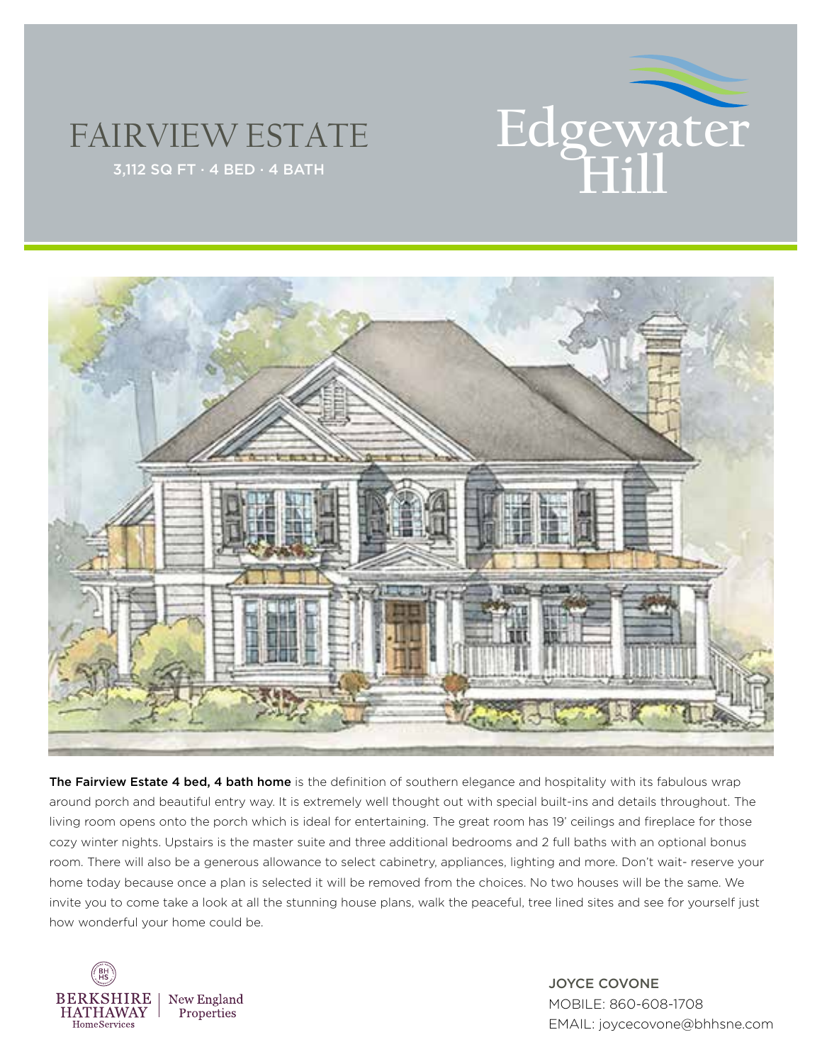# FAIRVIEW ESTATE

3,112 SQ FT · 4 BED · 4 BATH

Edgewater Hill

**The Fairview Estate 4 bed, 4 bath home** is the definition of southern elegance and hospitality with its fabulous wrap around porch and beautiful entry way. It is extremely well thought out with special built-ins and details throughout. The living room opens onto the porch which is ideal for entertaining. The great room has 19' ceilings and fireplace for those cozy winter nights. Upstairs is the master suite and three additional bedrooms and 2 full baths with an optional bonus room. There will also be a generous allowance to select cabinetry, appliances, lighting and more. Don't wait- reserve your home today because once a plan is selected it will be removed from the choices. No two houses will be the same. We invite you to come take a look at all the stunning house plans, walk the peaceful, tree lined sites and see for yourself just how wonderful your home could be.

BERKSHIRE HATHAWAY HomeServices | New England Properties

JOYCE COVONE
MOBILE: 860-608-1708
EMAIL: joycecovone@bhhsne.com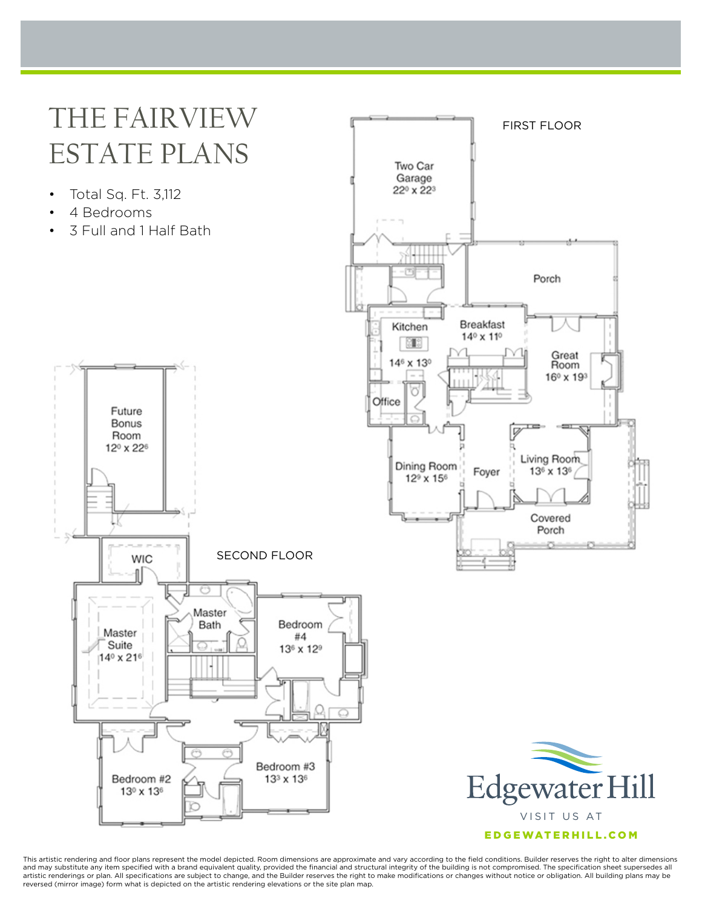# THE FAIRVIEW ESTATE PLANS

- Total Sq. Ft. 3,112
- 4 Bedrooms
- 3 Full and 1 Half Bath

FIRST FLOOR

Two Car Garage
22[0] x 22[3]

Porch

Kitchen
14[6] x 13[0]

Breakfast
14[0] x 11[0]

Great Room
16[0] x 19[3]

Office

Dining Room
12[9] x 15[6]

Foyer

Living Room
13[6] x 13[6]

Covered Porch

SECOND FLOOR

Future Bonus Room
12[0] x 22[6]

WIC

Master Suite
14[0] x 21[6]

Master Bath

Bedroom #4
13[6] x 12[9]

Bedroom #2
13[0] x 13[6]

Bedroom #3
13[3] x 13[6]

Edgewater Hill

VISIT US AT

EDGEWATERHILL.COM

This artistic rendering and floor plans represent the model depicted. Room dimensions are approximate and vary according to the field conditions. Builder reserves the right to alter dimensions and may substitute any item specified with a brand equivalent quality, provided the financial and structural integrity of the building is not compromised. The specification sheet supersedes all artistic renderings or plan. All specifications are subject to change, and the Builder reserves the right to make modifications or changes without notice or obligation. All building plans may be reversed (mirror image) form what is depicted on the artistic rendering elevations or the site plan map.